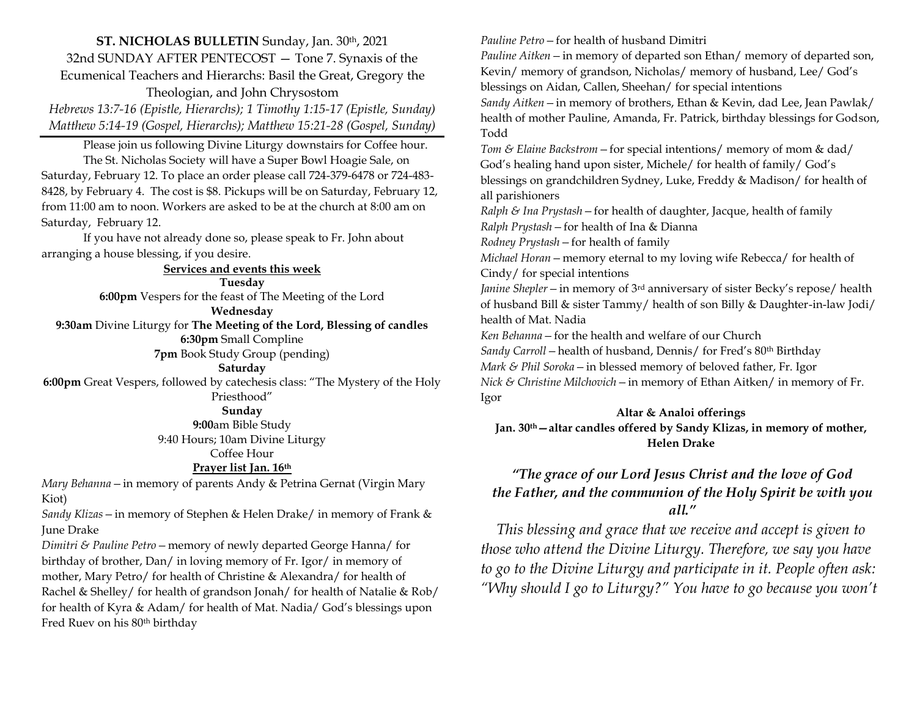**ST. NICHOLAS BULLETIN** Sunday, Jan. 30th, 2021

32nd SUNDAY AFTER PENTECOST — Tone 7. Synaxis of the Ecumenical Teachers and Hierarchs: Basil the Great, Gregory the Theologian, and John Chrysostom

*Hebrews 13:7-16 (Epistle, Hierarchs); 1 Timothy 1:15-17 (Epistle, Sunday)*
*Matthew 5:14-19 (Gospel, Hierarchs); Matthew 15:21-28 (Gospel, Sunday)*

Please join us following Divine Liturgy downstairs for Coffee hour.

The St. Nicholas Society will have a Super Bowl Hoagie Sale, on Saturday, February 12. To place an order please call 724-379-6478 or 724-483-8428, by February 4. The cost is $8. Pickups will be on Saturday, February 12, from 11:00 am to noon. Workers are asked to be at the church at 8:00 am on Saturday, February 12.

If you have not already done so, please speak to Fr. John about arranging a house blessing, if you desire.

**Services and events this week**

**Tuesday**

**6:00pm** Vespers for the feast of The Meeting of the Lord

**Wednesday**

**9:30am** Divine Liturgy for **The Meeting of the Lord, Blessing of candles**

**6:30pm** Small Compline

**7pm** Book Study Group (pending)

**Saturday**

**6:00pm** Great Vespers, followed by catechesis class: "The Mystery of the Holy Priesthood"

**Sunday**

**9:00**am Bible Study

9:40 Hours; 10am Divine Liturgy

Coffee Hour

**Prayer list Jan. 16th**

*Mary Behanna* – in memory of parents Andy & Petrina Gernat (Virgin Mary Kiot)

*Sandy Klizas* – in memory of Stephen & Helen Drake/ in memory of Frank & June Drake

*Dimitri & Pauline Petro* – memory of newly departed George Hanna/ for birthday of brother, Dan/ in loving memory of Fr. Igor/ in memory of mother, Mary Petro/ for health of Christine & Alexandra/ for health of Rachel & Shelley/ for health of grandson Jonah/ for health of Natalie & Rob/ for health of Kyra & Adam/ for health of Mat. Nadia/ God's blessings upon Fred Ruev on his 80th birthday

*Pauline Petro* – for health of husband Dimitri

*Pauline Aitken* – in memory of departed son Ethan/ memory of departed son, Kevin/ memory of grandson, Nicholas/ memory of husband, Lee/ God's blessings on Aidan, Callen, Sheehan/ for special intentions

*Sandy Aitken* – in memory of brothers, Ethan & Kevin, dad Lee, Jean Pawlak/ health of mother Pauline, Amanda, Fr. Patrick, birthday blessings for Godson, Todd

*Tom & Elaine Backstrom* – for special intentions/ memory of mom & dad/ God's healing hand upon sister, Michele/ for health of family/ God's blessings on grandchildren Sydney, Luke, Freddy & Madison/ for health of all parishioners

*Ralph & Ina Prystash* – for health of daughter, Jacque, health of family

*Ralph Prystash* – for health of Ina & Dianna

*Rodney Prystash* – for health of family

*Michael Horan* – memory eternal to my loving wife Rebecca/ for health of Cindy/ for special intentions

*Janine Shepler* – in memory of 3rd anniversary of sister Becky's repose/ health of husband Bill & sister Tammy/ health of son Billy & Daughter-in-law Jodi/ health of Mat. Nadia

*Ken Behanna* – for the health and welfare of our Church

*Sandy Carroll* – health of husband, Dennis/ for Fred's 80th Birthday

*Mark & Phil Soroka* – in blessed memory of beloved father, Fr. Igor

*Nick & Christine Milchovich* – in memory of Ethan Aitken/ in memory of Fr. Igor

**Altar & Analoi offerings**

**Jan. 30th — altar candles offered by Sandy Klizas, in memory of mother, Helen Drake**

*"The grace of our Lord Jesus Christ and the love of God the Father, and the communion of the Holy Spirit be with you all."*

*This blessing and grace that we receive and accept is given to those who attend the Divine Liturgy. Therefore, we say you have to go to the Divine Liturgy and participate in it. People often ask: "Why should I go to Liturgy?" You have to go because you won't*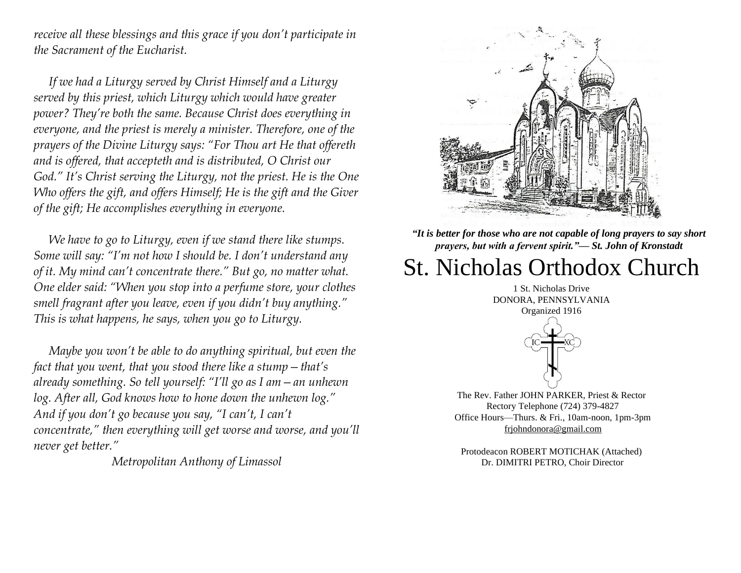*receive all these blessings and this grace if you don't participate in the Sacrament of the Eucharist.*

*If we had a Liturgy served by Christ Himself and a Liturgy served by this priest, which Liturgy which would have greater power? They're both the same. Because Christ does everything in everyone, and the priest is merely a minister. Therefore, one of the prayers of the Divine Liturgy says: "For Thou art He that offereth and is offered, that accepteth and is distributed, O Christ our God." It's Christ serving the Liturgy, not the priest. He is the One Who offers the gift, and offers Himself; He is the gift and the Giver of the gift; He accomplishes everything in everyone.*

*We have to go to Liturgy, even if we stand there like stumps. Some will say: "I'm not how I should be. I don't understand any of it. My mind can't concentrate there." But go, no matter what. One elder said: "When you stop into a perfume store, your clothes smell fragrant after you leave, even if you didn't buy anything." This is what happens, he says, when you go to Liturgy.*

*Maybe you won't be able to do anything spiritual, but even the fact that you went, that you stood there like a stump – that's already something. So tell yourself: "I'll go as I am – an unhewn log. After all, God knows how to hone down the unhewn log." And if you don't go because you say, "I can't, I can't concentrate," then everything will get worse and worse, and you'll never get better."*

*Metropolitan Anthony of Limassol*

***"It is better for those who are not capable of long prayers to say short prayers, but with a fervent spirit."— St. John of Kronstadt***

# St. Nicholas Orthodox Church

1 St. Nicholas Drive
DONORA, PENNSYLVANIA
Organized 1916

IC XC

The Rev. Father JOHN PARKER, Priest & Rector
Rectory Telephone (724) 379-4827
Office Hours—Thurs. & Fri., 10am-noon, 1pm-3pm
frjohndonora@gmail.com

Protodeacon ROBERT MOTICHAK (Attached)
Dr. DIMITRI PETRO, Choir Director